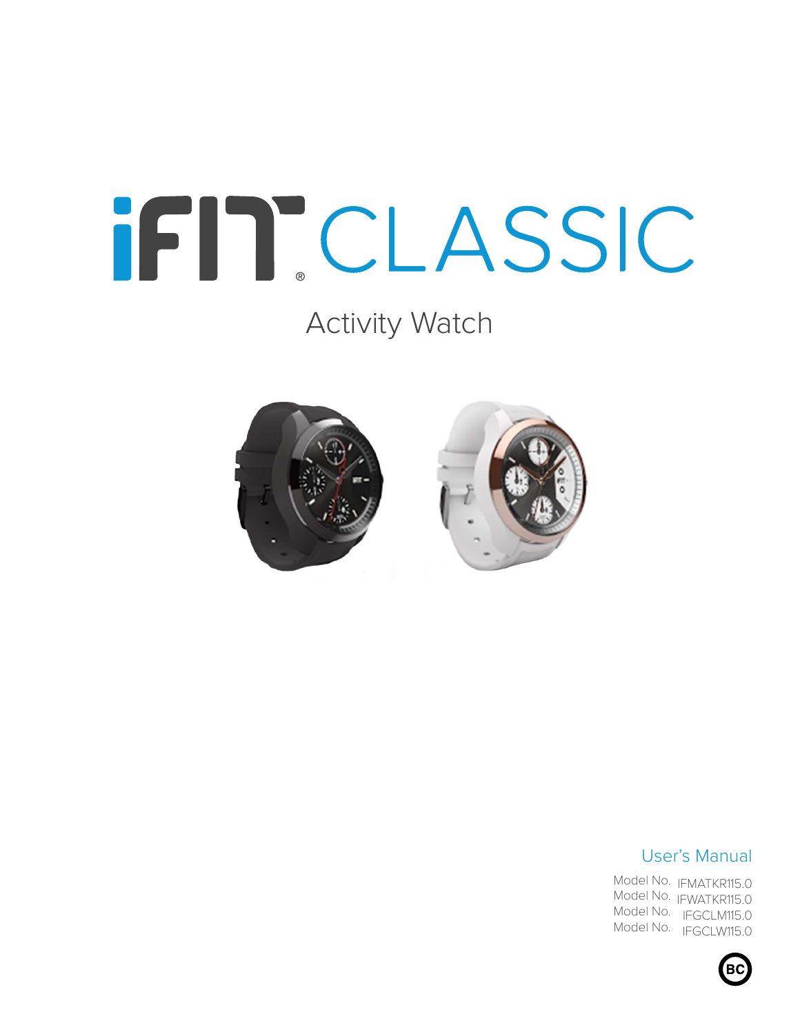# iFIT® CLASSIC

## Activity Watch

User's Manual

Model No. IFMATKR115.0
Model No. IFWATKR115.0
Model No. IFGCLM115.0
Model No. IFGCLW115.0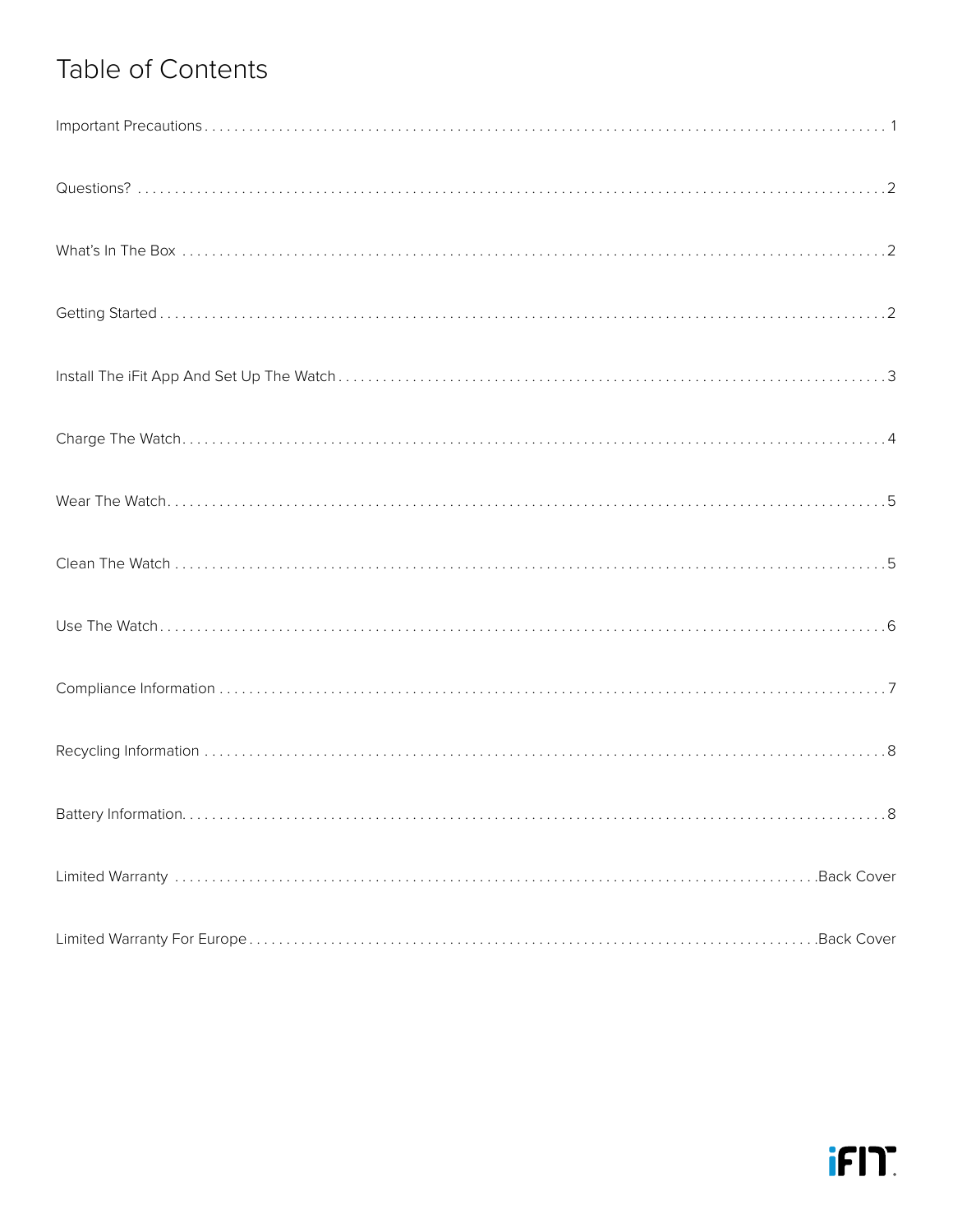# Table of Contents

| Section | Page |
|---|---|
| Important Precautions | 1 |
| Questions? | 2 |
| What's In The Box | 2 |
| Getting Started | 2 |
| Install The iFit App And Set Up The Watch | 3 |
| Charge The Watch | 4 |
| Wear The Watch | 5 |
| Clean The Watch | 5 |
| Use The Watch | 6 |
| Compliance Information | 7 |
| Recycling Information | 8 |
| Battery Information | 8 |
| Limited Warranty | Back Cover |
| Limited Warranty For Europe | Back Cover |

iFIT.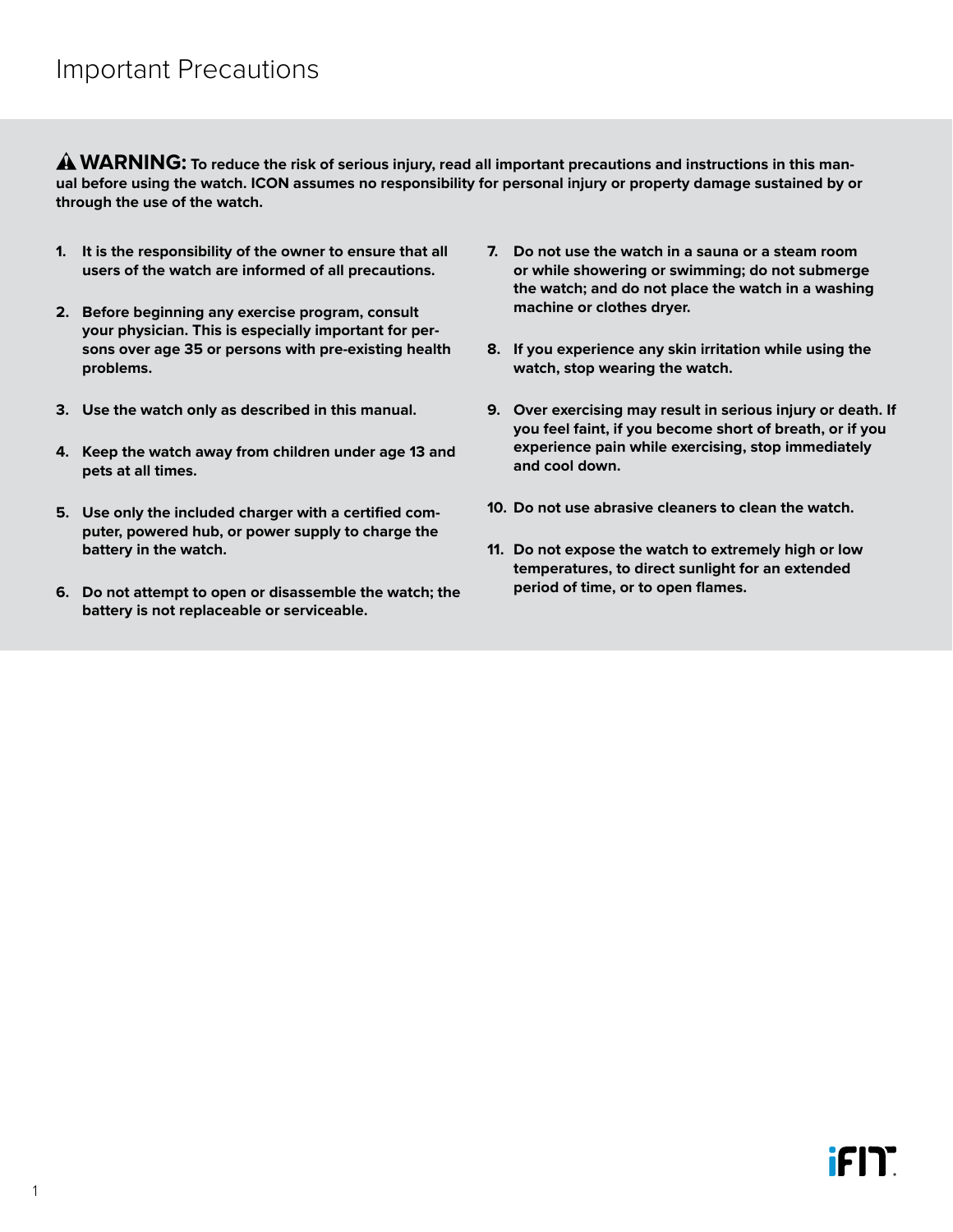# Important Precautions

**⚠ WARNING: To reduce the risk of serious injury, read all important precautions and instructions in this manual before using the watch. ICON assumes no responsibility for personal injury or property damage sustained by or through the use of the watch.**

1. **It is the responsibility of the owner to ensure that all users of the watch are informed of all precautions.**

2. **Before beginning any exercise program, consult your physician. This is especially important for persons over age 35 or persons with pre-existing health problems.**

3. **Use the watch only as described in this manual.**

4. **Keep the watch away from children under age 13 and pets at all times.**

5. **Use only the included charger with a certified computer, powered hub, or power supply to charge the battery in the watch.**

6. **Do not attempt to open or disassemble the watch; the battery is not replaceable or serviceable.**

7. **Do not use the watch in a sauna or a steam room or while showering or swimming; do not submerge the watch; and do not place the watch in a washing machine or clothes dryer.**

8. **If you experience any skin irritation while using the watch, stop wearing the watch.**

9. **Over exercising may result in serious injury or death. If you feel faint, if you become short of breath, or if you experience pain while exercising, stop immediately and cool down.**

10. **Do not use abrasive cleaners to clean the watch.**

11. **Do not expose the watch to extremely high or low temperatures, to direct sunlight for an extended period of time, or to open flames.**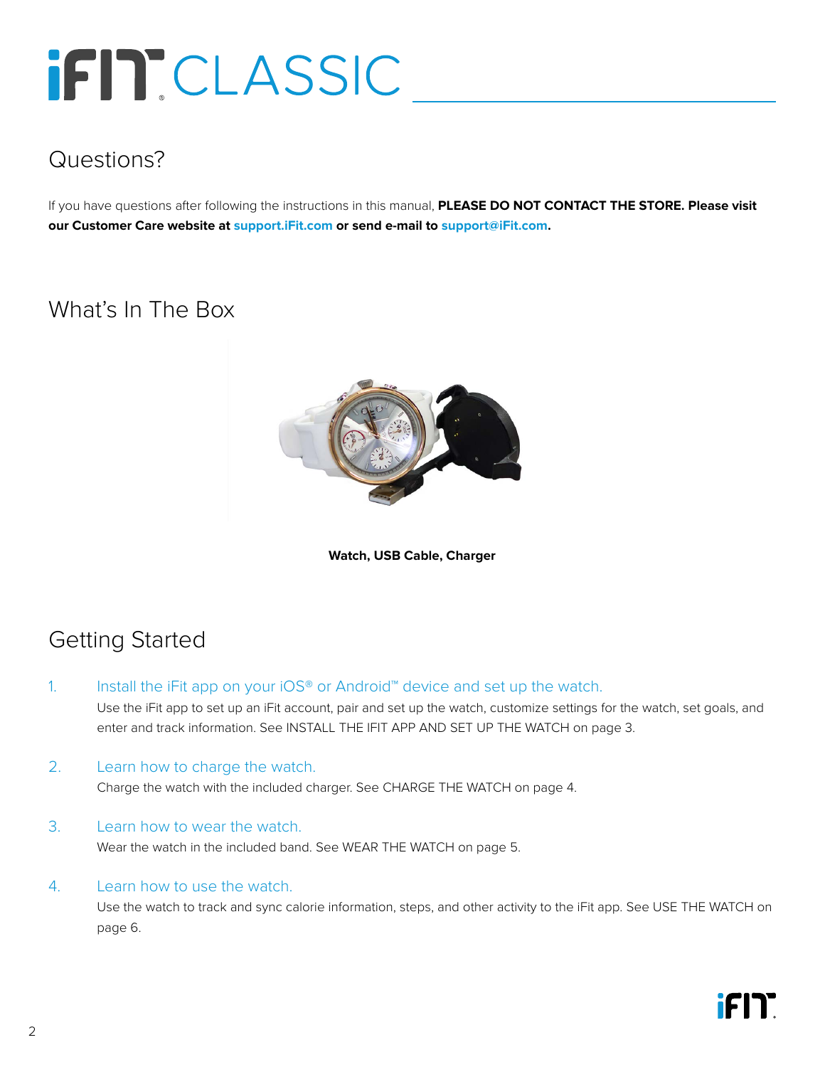# iFIT CLASSIC

## Questions?

If you have questions after following the instructions in this manual, **PLEASE DO NOT CONTACT THE STORE. Please visit our Customer Care website at support.iFit.com or send e-mail to support@iFit.com.**

## What's In The Box

**Watch, USB Cable, Charger**

## Getting Started

1. Install the iFit app on your iOS® or Android™ device and set up the watch.
   Use the iFit app to set up an iFit account, pair and set up the watch, customize settings for the watch, set goals, and enter and track information. See INSTALL THE IFIT APP AND SET UP THE WATCH on page 3.

2. Learn how to charge the watch.
   Charge the watch with the included charger. See CHARGE THE WATCH on page 4.

3. Learn how to wear the watch.
   Wear the watch in the included band. See WEAR THE WATCH on page 5.

4. Learn how to use the watch.
   Use the watch to track and sync calorie information, steps, and other activity to the iFit app. See USE THE WATCH on page 6.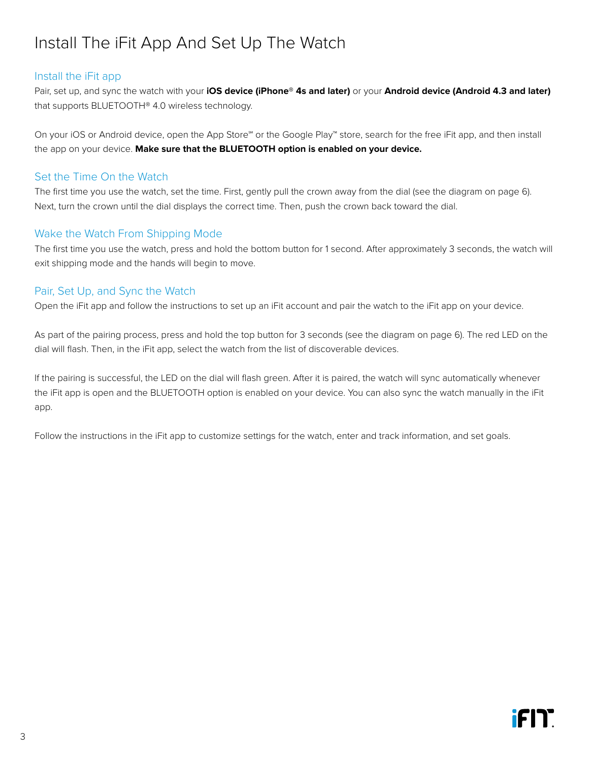# Install The iFit App And Set Up The Watch

## Install the iFit app

Pair, set up, and sync the watch with your **iOS device (iPhone® 4s and later)** or your **Android device (Android 4.3 and later)** that supports BLUETOOTH® 4.0 wireless technology.

On your iOS or Android device, open the App Store℠ or the Google Play™ store, search for the free iFit app, and then install the app on your device. **Make sure that the BLUETOOTH option is enabled on your device.**

## Set the Time On the Watch

The first time you use the watch, set the time. First, gently pull the crown away from the dial (see the diagram on page 6). Next, turn the crown until the dial displays the correct time. Then, push the crown back toward the dial.

## Wake the Watch From Shipping Mode

The first time you use the watch, press and hold the bottom button for 1 second. After approximately 3 seconds, the watch will exit shipping mode and the hands will begin to move.

## Pair, Set Up, and Sync the Watch

Open the iFit app and follow the instructions to set up an iFit account and pair the watch to the iFit app on your device.

As part of the pairing process, press and hold the top button for 3 seconds (see the diagram on page 6). The red LED on the dial will flash. Then, in the iFit app, select the watch from the list of discoverable devices.

If the pairing is successful, the LED on the dial will flash green. After it is paired, the watch will sync automatically whenever the iFit app is open and the BLUETOOTH option is enabled on your device. You can also sync the watch manually in the iFit app.

Follow the instructions in the iFit app to customize settings for the watch, enter and track information, and set goals.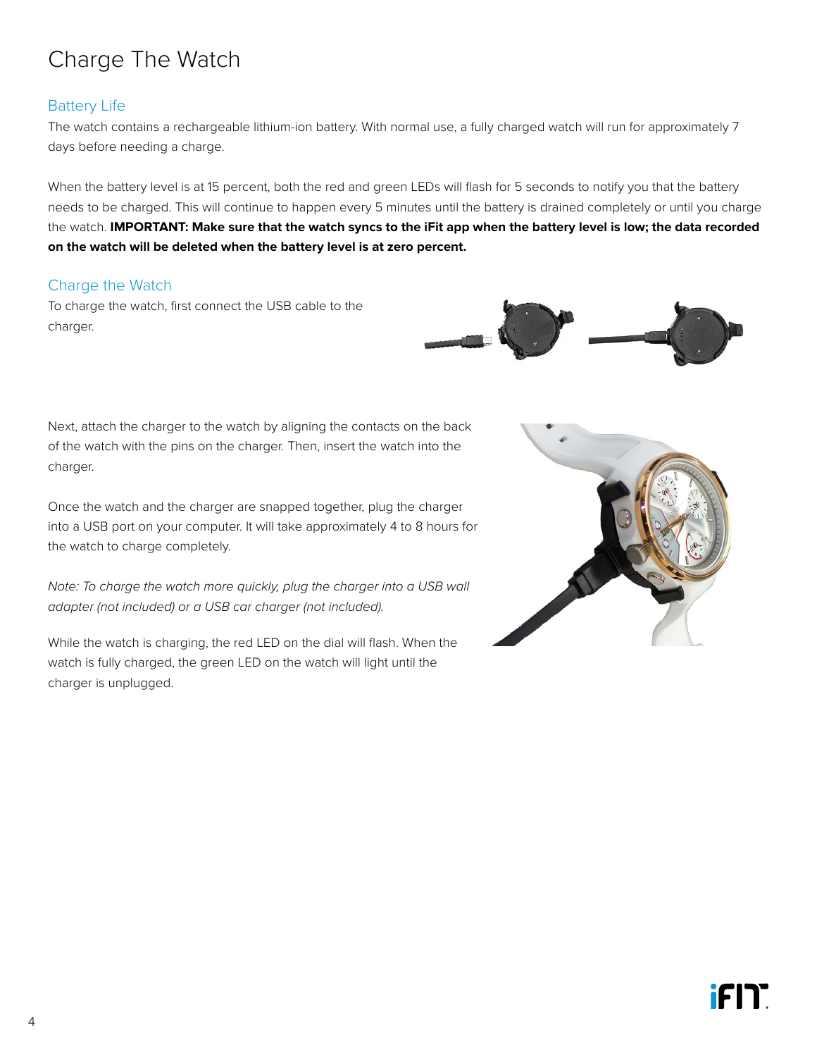# Charge The Watch

## Battery Life

The watch contains a rechargeable lithium-ion battery. With normal use, a fully charged watch will run for approximately 7 days before needing a charge.

When the battery level is at 15 percent, both the red and green LEDs will flash for 5 seconds to notify you that the battery needs to be charged. This will continue to happen every 5 minutes until the battery is drained completely or until you charge the watch. **IMPORTANT: Make sure that the watch syncs to the iFit app when the battery level is low; the data recorded on the watch will be deleted when the battery level is at zero percent.**

## Charge the Watch

To charge the watch, first connect the USB cable to the charger.

Next, attach the charger to the watch by aligning the contacts on the back of the watch with the pins on the charger. Then, insert the watch into the charger.

Once the watch and the charger are snapped together, plug the charger into a USB port on your computer. It will take approximately 4 to 8 hours for the watch to charge completely.

*Note: To charge the watch more quickly, plug the charger into a USB wall adapter (not included) or a USB car charger (not included).*

While the watch is charging, the red LED on the dial will flash. When the watch is fully charged, the green LED on the watch will light until the charger is unplugged.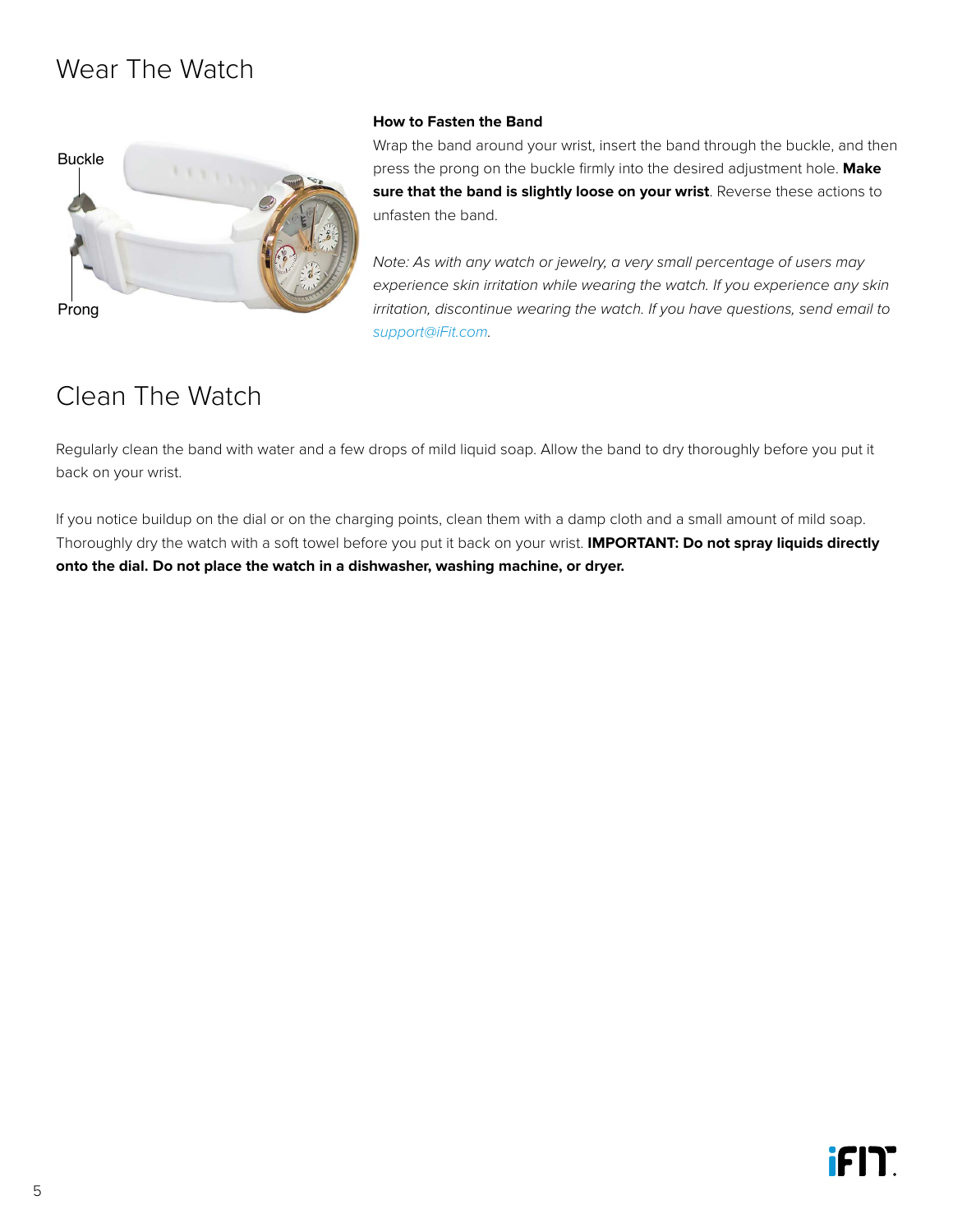# Wear The Watch

Buckle

Prong

### How to Fasten the Band

Wrap the band around your wrist, insert the band through the buckle, and then press the prong on the buckle firmly into the desired adjustment hole. **Make sure that the band is slightly loose on your wrist**. Reverse these actions to unfasten the band.

*Note: As with any watch or jewelry, a very small percentage of users may experience skin irritation while wearing the watch. If you experience any skin irritation, discontinue wearing the watch. If you have questions, send email to support@iFit.com.*

# Clean The Watch

Regularly clean the band with water and a few drops of mild liquid soap. Allow the band to dry thoroughly before you put it back on your wrist.

If you notice buildup on the dial or on the charging points, clean them with a damp cloth and a small amount of mild soap. Thoroughly dry the watch with a soft towel before you put it back on your wrist. **IMPORTANT: Do not spray liquids directly onto the dial. Do not place the watch in a dishwasher, washing machine, or dryer.**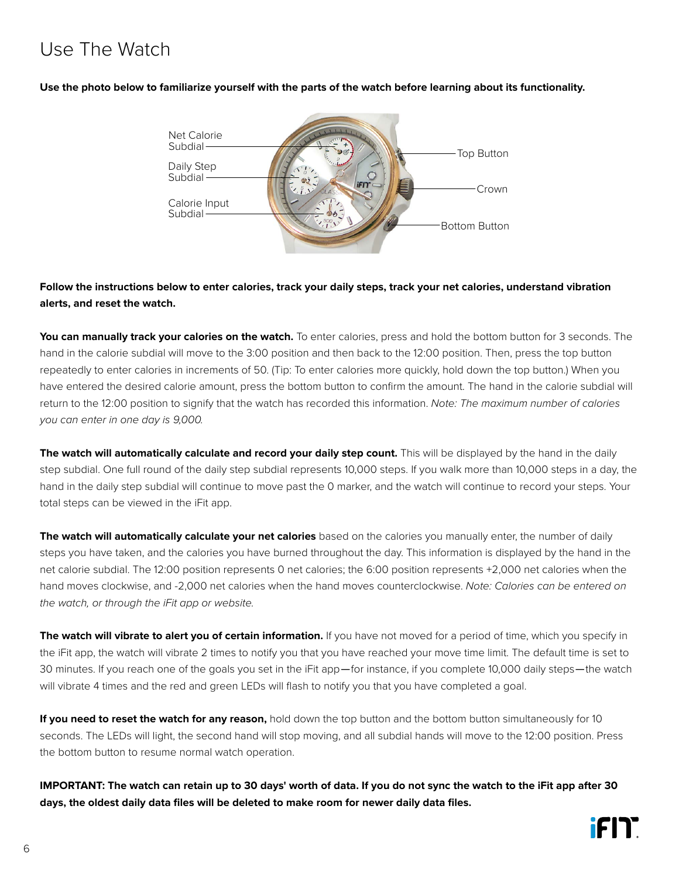# Use The Watch

**Use the photo below to familiarize yourself with the parts of the watch before learning about its functionality.**

Net Calorie Subdial

Daily Step Subdial

Calorie Input Subdial

Top Button

Crown

Bottom Button

**Follow the instructions below to enter calories, track your daily steps, track your net calories, understand vibration alerts, and reset the watch.**

**You can manually track your calories on the watch.** To enter calories, press and hold the bottom button for 3 seconds. The hand in the calorie subdial will move to the 3:00 position and then back to the 12:00 position. Then, press the top button repeatedly to enter calories in increments of 50. (Tip: To enter calories more quickly, hold down the top button.) When you have entered the desired calorie amount, press the bottom button to confirm the amount. The hand in the calorie subdial will return to the 12:00 position to signify that the watch has recorded this information. *Note: The maximum number of calories you can enter in one day is 9,000.*

**The watch will automatically calculate and record your daily step count.** This will be displayed by the hand in the daily step subdial. One full round of the daily step subdial represents 10,000 steps. If you walk more than 10,000 steps in a day, the hand in the daily step subdial will continue to move past the 0 marker, and the watch will continue to record your steps. Your total steps can be viewed in the iFit app.

**The watch will automatically calculate your net calories** based on the calories you manually enter, the number of daily steps you have taken, and the calories you have burned throughout the day. This information is displayed by the hand in the net calorie subdial. The 12:00 position represents 0 net calories; the 6:00 position represents +2,000 net calories when the hand moves clockwise, and -2,000 net calories when the hand moves counterclockwise. *Note: Calories can be entered on the watch, or through the iFit app or website.*

**The watch will vibrate to alert you of certain information.** If you have not moved for a period of time, which you specify in the iFit app, the watch will vibrate 2 times to notify you that you have reached your move time limit. The default time is set to 30 minutes. If you reach one of the goals you set in the iFit app—for instance, if you complete 10,000 daily steps—the watch will vibrate 4 times and the red and green LEDs will flash to notify you that you have completed a goal.

**If you need to reset the watch for any reason,** hold down the top button and the bottom button simultaneously for 10 seconds. The LEDs will light, the second hand will stop moving, and all subdial hands will move to the 12:00 position. Press the bottom button to resume normal watch operation.

**IMPORTANT: The watch can retain up to 30 days' worth of data. If you do not sync the watch to the iFit app after 30 days, the oldest daily data files will be deleted to make room for newer daily data files.**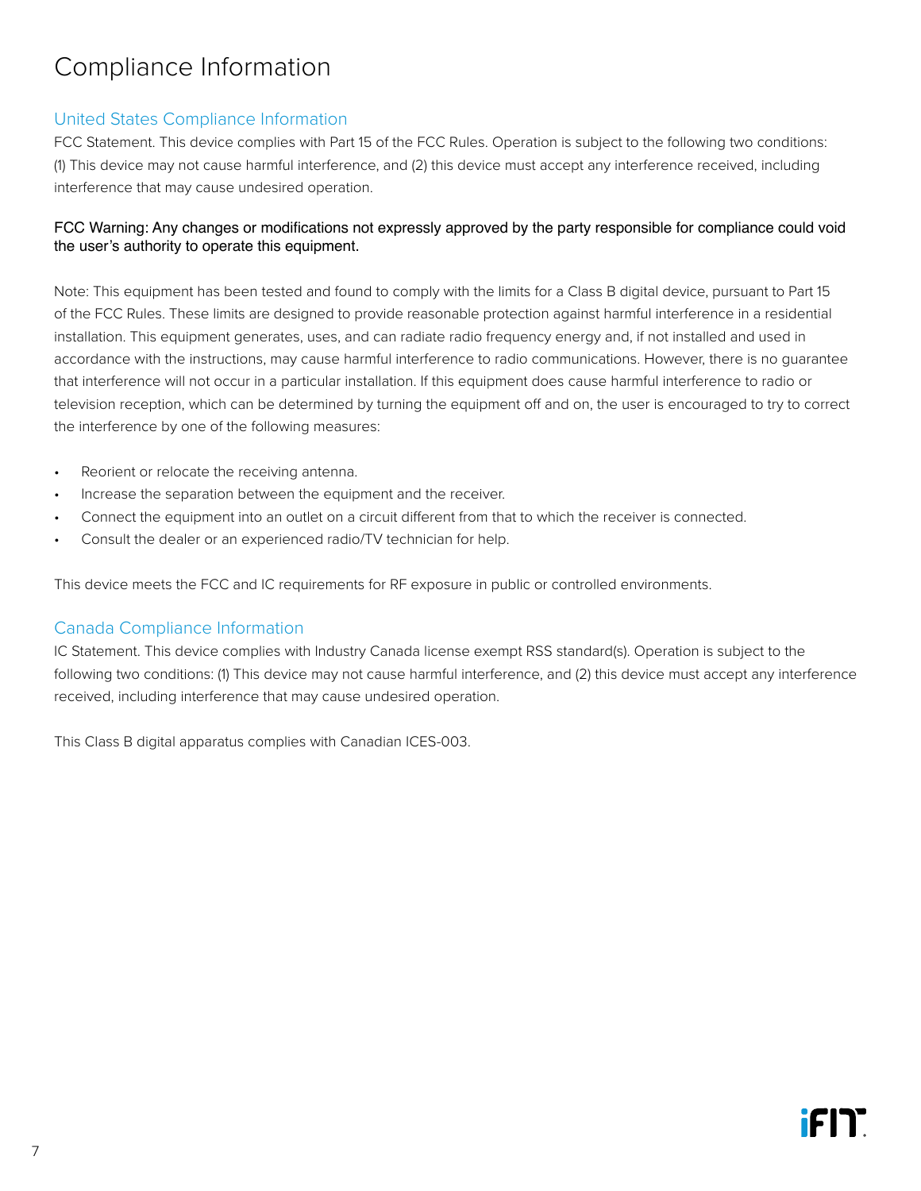# Compliance Information

## United States Compliance Information

FCC Statement. This device complies with Part 15 of the FCC Rules. Operation is subject to the following two conditions: (1) This device may not cause harmful interference, and (2) this device must accept any interference received, including interference that may cause undesired operation.

FCC Warning: Any changes or modifications not expressly approved by the party responsible for compliance could void the user's authority to operate this equipment.

Note: This equipment has been tested and found to comply with the limits for a Class B digital device, pursuant to Part 15 of the FCC Rules. These limits are designed to provide reasonable protection against harmful interference in a residential installation. This equipment generates, uses, and can radiate radio frequency energy and, if not installed and used in accordance with the instructions, may cause harmful interference to radio communications. However, there is no guarantee that interference will not occur in a particular installation. If this equipment does cause harmful interference to radio or television reception, which can be determined by turning the equipment off and on, the user is encouraged to try to correct the interference by one of the following measures:

- Reorient or relocate the receiving antenna.
- Increase the separation between the equipment and the receiver.
- Connect the equipment into an outlet on a circuit different from that to which the receiver is connected.
- Consult the dealer or an experienced radio/TV technician for help.

This device meets the FCC and IC requirements for RF exposure in public or controlled environments.

## Canada Compliance Information

IC Statement. This device complies with Industry Canada license exempt RSS standard(s). Operation is subject to the following two conditions: (1) This device may not cause harmful interference, and (2) this device must accept any interference received, including interference that may cause undesired operation.

This Class B digital apparatus complies with Canadian ICES-003.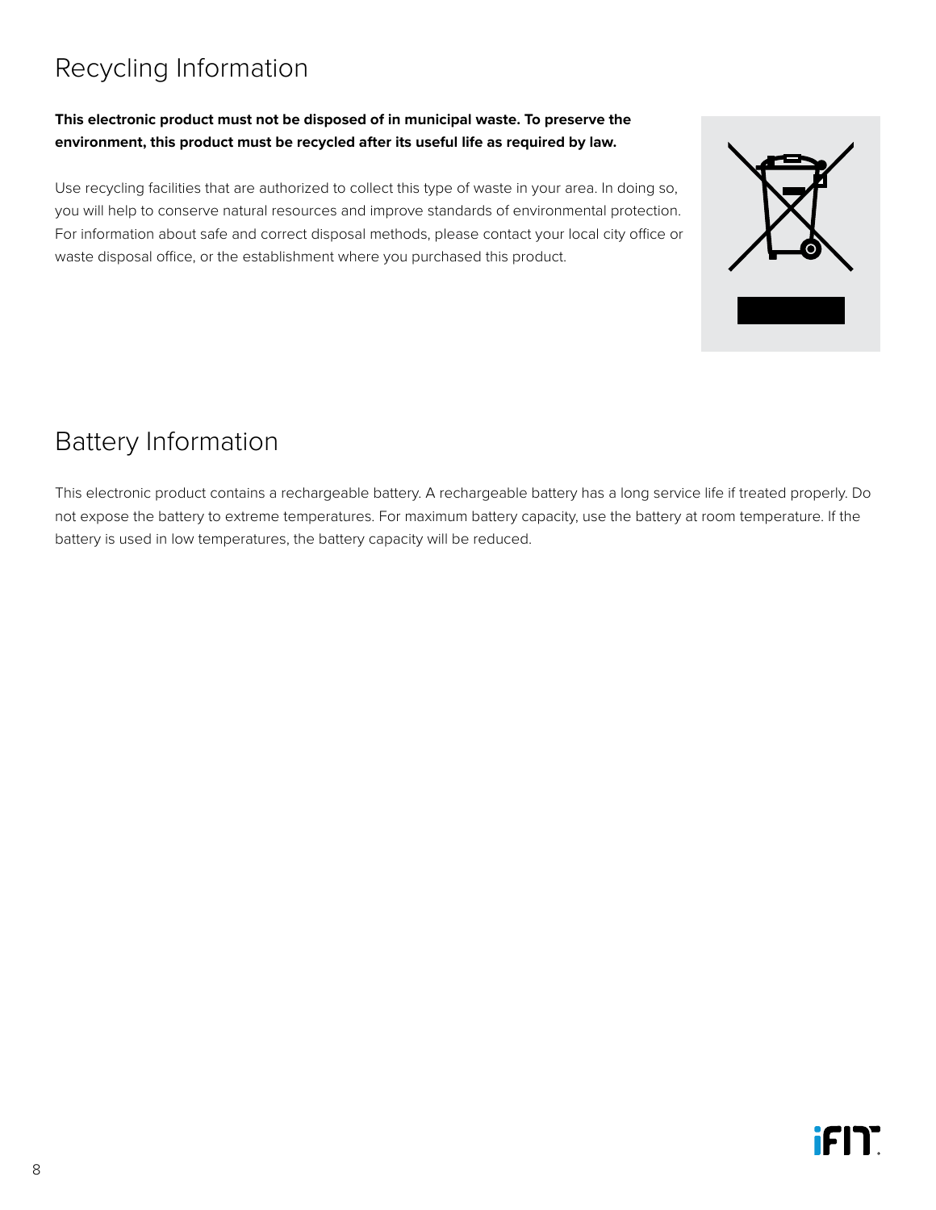## Recycling Information

**This electronic product must not be disposed of in municipal waste. To preserve the environment, this product must be recycled after its useful life as required by law.**

Use recycling facilities that are authorized to collect this type of waste in your area. In doing so, you will help to conserve natural resources and improve standards of environmental protection. For information about safe and correct disposal methods, please contact your local city office or waste disposal office, or the establishment where you purchased this product.

## Battery Information

This electronic product contains a rechargeable battery. A rechargeable battery has a long service life if treated properly. Do not expose the battery to extreme temperatures. For maximum battery capacity, use the battery at room temperature. If the battery is used in low temperatures, the battery capacity will be reduced.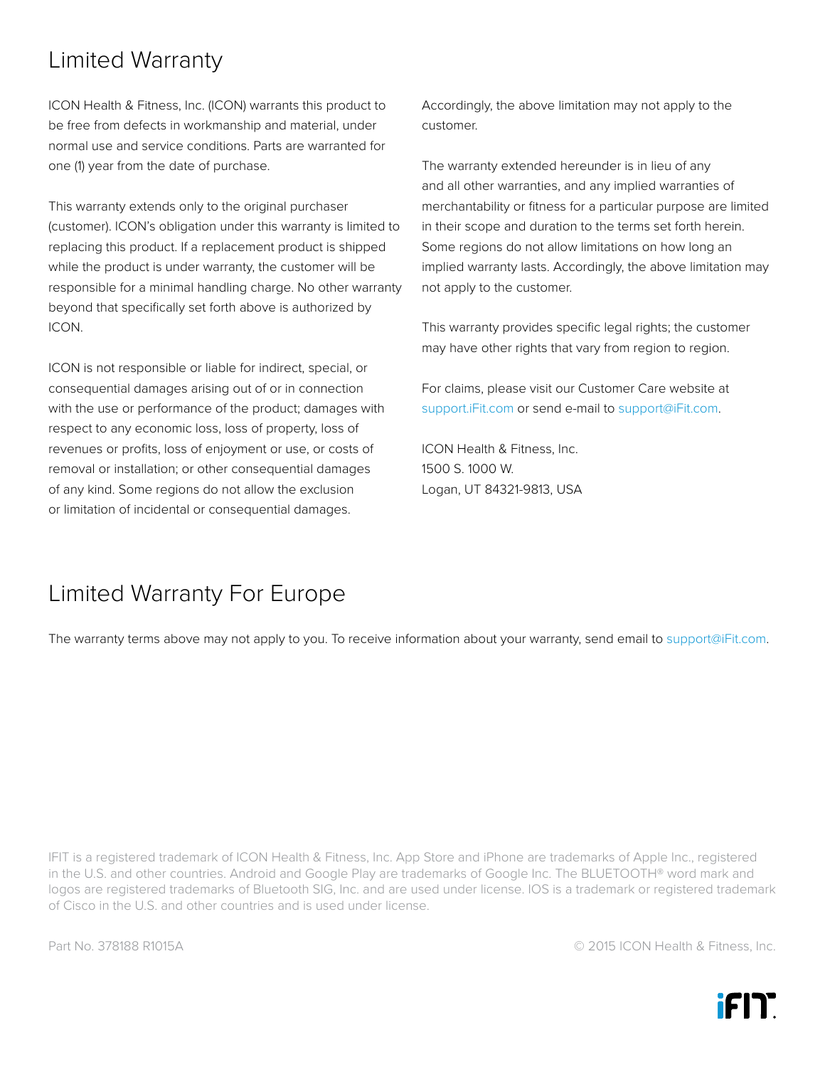## Limited Warranty

ICON Health & Fitness, Inc. (ICON) warrants this product to be free from defects in workmanship and material, under normal use and service conditions. Parts are warranted for one (1) year from the date of purchase.

This warranty extends only to the original purchaser (customer). ICON's obligation under this warranty is limited to replacing this product. If a replacement product is shipped while the product is under warranty, the customer will be responsible for a minimal handling charge. No other warranty beyond that specifically set forth above is authorized by ICON.

ICON is not responsible or liable for indirect, special, or consequential damages arising out of or in connection with the use or performance of the product; damages with respect to any economic loss, loss of property, loss of revenues or profits, loss of enjoyment or use, or costs of removal or installation; or other consequential damages of any kind. Some regions do not allow the exclusion or limitation of incidental or consequential damages. Accordingly, the above limitation may not apply to the customer.

The warranty extended hereunder is in lieu of any and all other warranties, and any implied warranties of merchantability or fitness for a particular purpose are limited in their scope and duration to the terms set forth herein. Some regions do not allow limitations on how long an implied warranty lasts. Accordingly, the above limitation may not apply to the customer.

This warranty provides specific legal rights; the customer may have other rights that vary from region to region.

For claims, please visit our Customer Care website at support.iFit.com or send e-mail to support@iFit.com.

ICON Health & Fitness, Inc.
1500 S. 1000 W.
Logan, UT 84321-9813, USA

## Limited Warranty For Europe

The warranty terms above may not apply to you. To receive information about your warranty, send email to support@iFit.com.

IFIT is a registered trademark of ICON Health & Fitness, Inc. App Store and iPhone are trademarks of Apple Inc., registered in the U.S. and other countries. Android and Google Play are trademarks of Google Inc. The BLUETOOTH® word mark and logos are registered trademarks of Bluetooth SIG, Inc. and are used under license. IOS is a trademark or registered trademark of Cisco in the U.S. and other countries and is used under license.

Part No. 378188 R1015A

© 2015 ICON Health & Fitness, Inc.